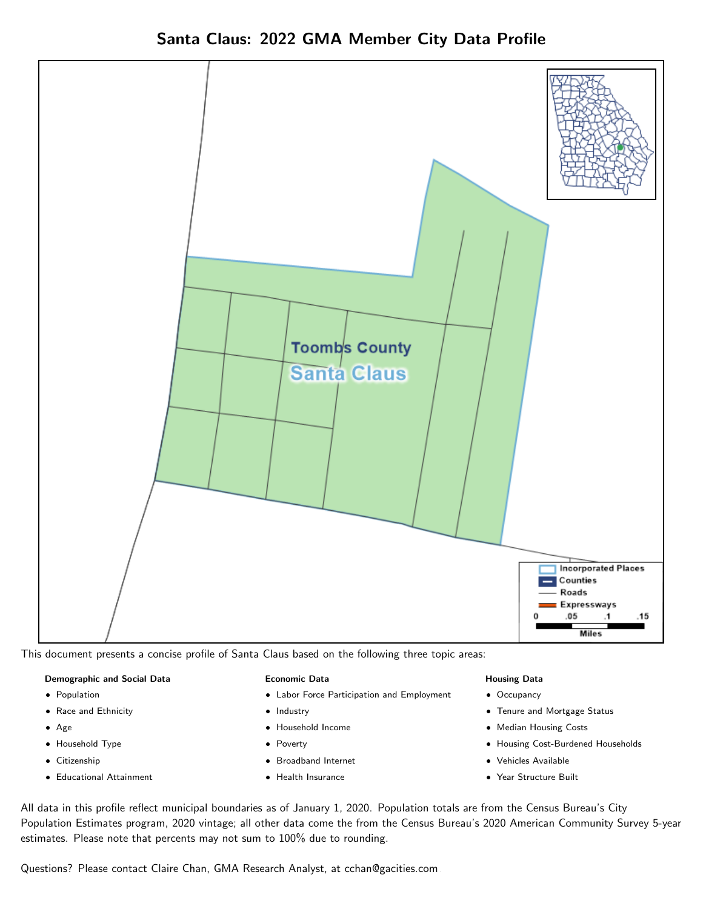# Santa Claus: 2022 GMA Member City Data Profile

This document presents a concise profile of Santa Claus based on the following three topic areas:

**Demographic and Social Data**

- Population
- Race and Ethnicity
- Age
- Household Type
- Citizenship
- Educational Attainment

**Economic Data**

- Labor Force Participation and Employment
- Industry
- Household Income
- Poverty
- Broadband Internet
- Health Insurance

**Housing Data**

- Occupancy
- Tenure and Mortgage Status
- Median Housing Costs
- Housing Cost-Burdened Households
- Vehicles Available
- Year Structure Built

All data in this profile reflect municipal boundaries as of January 1, 2020. Population totals are from the Census Bureau's City Population Estimates program, 2020 vintage; all other data come the from the Census Bureau's 2020 American Community Survey 5-year estimates. Please note that percents may not sum to 100% due to rounding.

Questions? Please contact Claire Chan, GMA Research Analyst, at cchan@gacities.com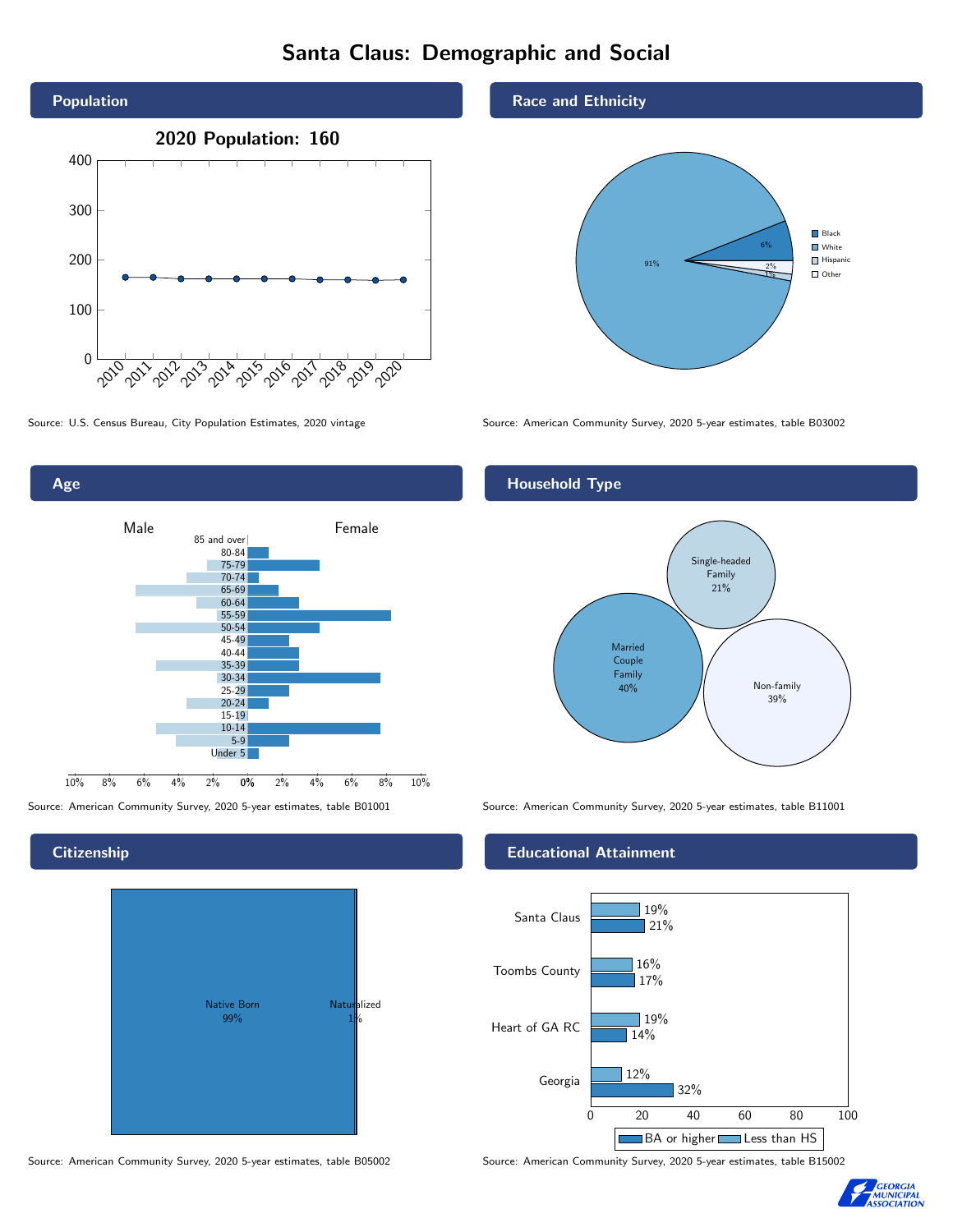# Santa Claus: Demographic and Social

## Population

**2020 Population: 160**

Source: U.S. Census Bureau, City Population Estimates, 2020 vintage

## Race and Ethnicity

| Race/Ethnicity | Percent |
|---|---|
| Black | 6% |
| White | 91% |
| Hispanic | 2% |
| Other | 1% |

Source: American Community Survey, 2020 5-year estimates, table B03002

## Age

Source: American Community Survey, 2020 5-year estimates, table B01001

## Household Type

| Household Type | Percent |
|---|---|
| Married Couple Family | 40% |
| Single-headed Family | 21% |
| Non-family | 39% |

Source: American Community Survey, 2020 5-year estimates, table B11001

## Citizenship

| Status | Percent |
|---|---|
| Native Born | 99% |
| Naturalized | 1% |

Source: American Community Survey, 2020 5-year estimates, table B05002

## Educational Attainment

| Area | Less than HS | BA or higher |
|---|---|---|
| Santa Claus | 19% | 21% |
| Toombs County | 16% | 17% |
| Heart of GA RC | 19% | 14% |
| Georgia | 12% | 32% |

Source: American Community Survey, 2020 5-year estimates, table B15002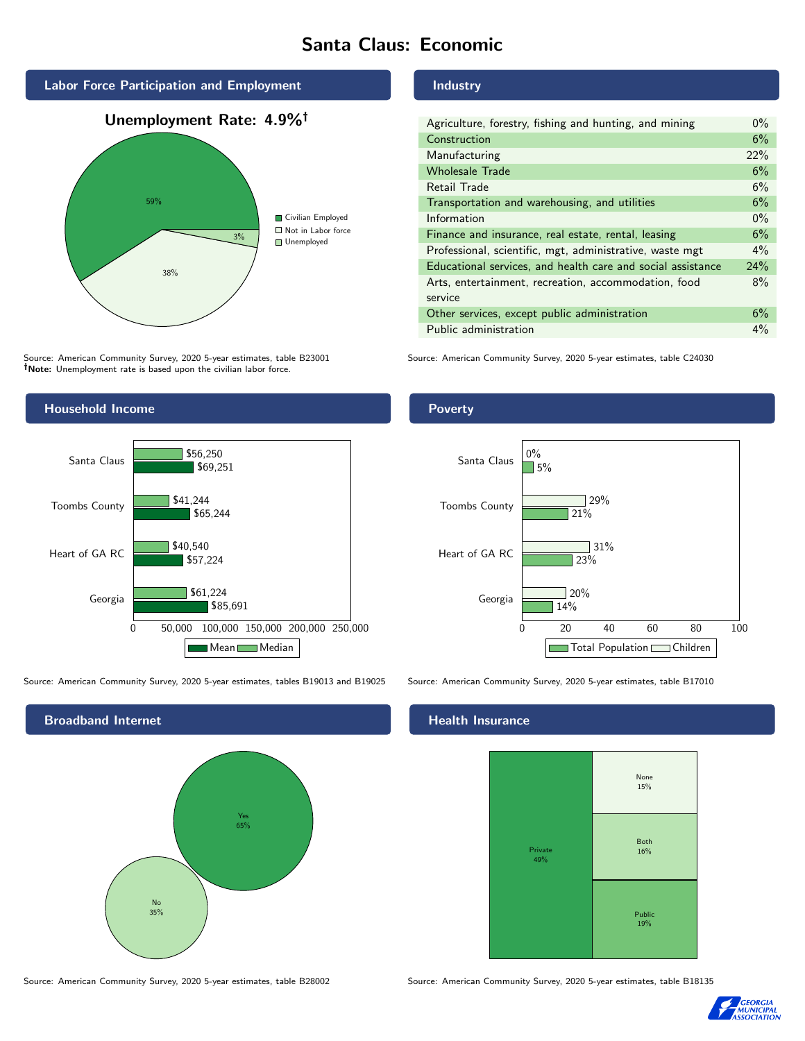# Santa Claus: Economic

## Labor Force Participation and Employment

**Unemployment Rate: 4.9%†**

| Category | Percent |
|---|---|
| Civilian Employed | 59% |
| Not in Labor force | 38% |
| Unemployed | 3% |

Source: American Community Survey, 2020 5-year estimates, table B23001
**†Note:** Unemployment rate is based upon the civilian labor force.

## Industry

| Industry | Percent |
|---|---|
| Agriculture, forestry, fishing and hunting, and mining | 0% |
| Construction | 6% |
| Manufacturing | 22% |
| Wholesale Trade | 6% |
| Retail Trade | 6% |
| Transportation and warehousing, and utilities | 6% |
| Information | 0% |
| Finance and insurance, real estate, rental, leasing | 6% |
| Professional, scientific, mgt, administrative, waste mgt | 4% |
| Educational services, and health care and social assistance | 24% |
| Arts, entertainment, recreation, accommodation, food service | 8% |
| Other services, except public administration | 6% |
| Public administration | 4% |

Source: American Community Survey, 2020 5-year estimates, table C24030

## Household Income

| | Median | Mean |
|---|---|---|
| Santa Claus | $56,250 | $69,251 |
| Toombs County | $41,244 | $65,244 |
| Heart of GA RC | $40,540 | $57,224 |
| Georgia | $61,224 | $85,691 |

Source: American Community Survey, 2020 5-year estimates, tables B19013 and B19025

## Poverty

| | Children | Total Population |
|---|---|---|
| Santa Claus | 0% | 5% |
| Toombs County | 29% | 21% |
| Heart of GA RC | 31% | 23% |
| Georgia | 20% | 14% |

Source: American Community Survey, 2020 5-year estimates, table B17010

## Broadband Internet

| Response | Percent |
|---|---|
| Yes | 65% |
| No | 35% |

Source: American Community Survey, 2020 5-year estimates, table B28002

## Health Insurance

| Type | Percent |
|---|---|
| Private | 49% |
| None | 15% |
| Both | 16% |
| Public | 19% |

Source: American Community Survey, 2020 5-year estimates, table B18135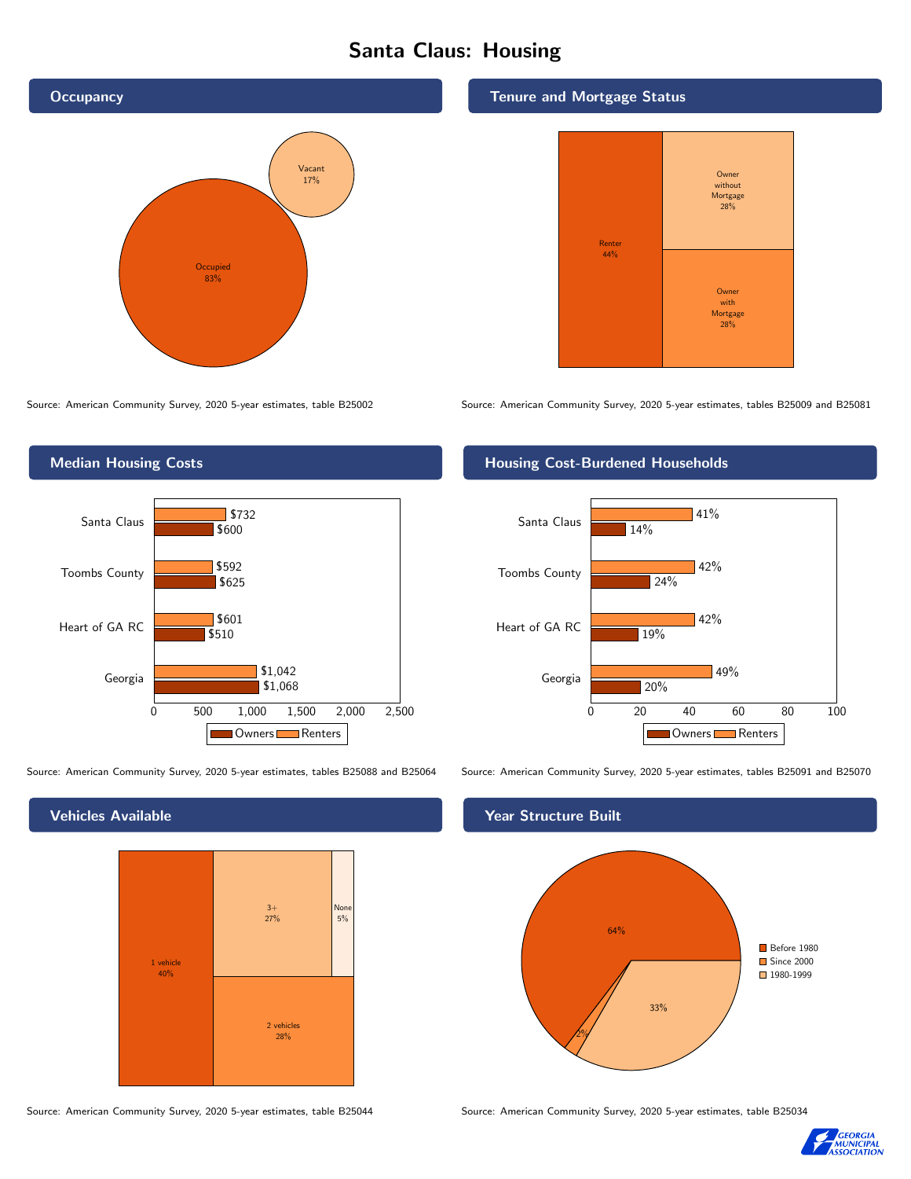# Santa Claus: Housing

## Occupancy

Vacant
17%

Occupied
83%

Source: American Community Survey, 2020 5-year estimates, table B25002

## Tenure and Mortgage Status

Renter
44%

Owner without Mortgage
28%

Owner with Mortgage
28%

Source: American Community Survey, 2020 5-year estimates, tables B25009 and B25081

## Median Housing Costs

Santa Claus
$732
$600

Toombs County
$592
$625

Heart of GA RC
$601
$510

Georgia
$1,042
$1,068

0 500 1,000 1,500 2,000 2,500

Owners Renters

Source: American Community Survey, 2020 5-year estimates, tables B25088 and B25064

## Housing Cost-Burdened Households

Santa Claus
41%
14%

Toombs County
42%
24%

Heart of GA RC
42%
19%

Georgia
49%
20%

0 20 40 60 80 100

Owners Renters

Source: American Community Survey, 2020 5-year estimates, tables B25091 and B25070

## Vehicles Available

1 vehicle
40%

3+
27%

None
5%

2 vehicles
28%

Source: American Community Survey, 2020 5-year estimates, table B25044

## Year Structure Built

64%

2%

33%

Before 1980
Since 2000
1980-1999

Source: American Community Survey, 2020 5-year estimates, table B25034